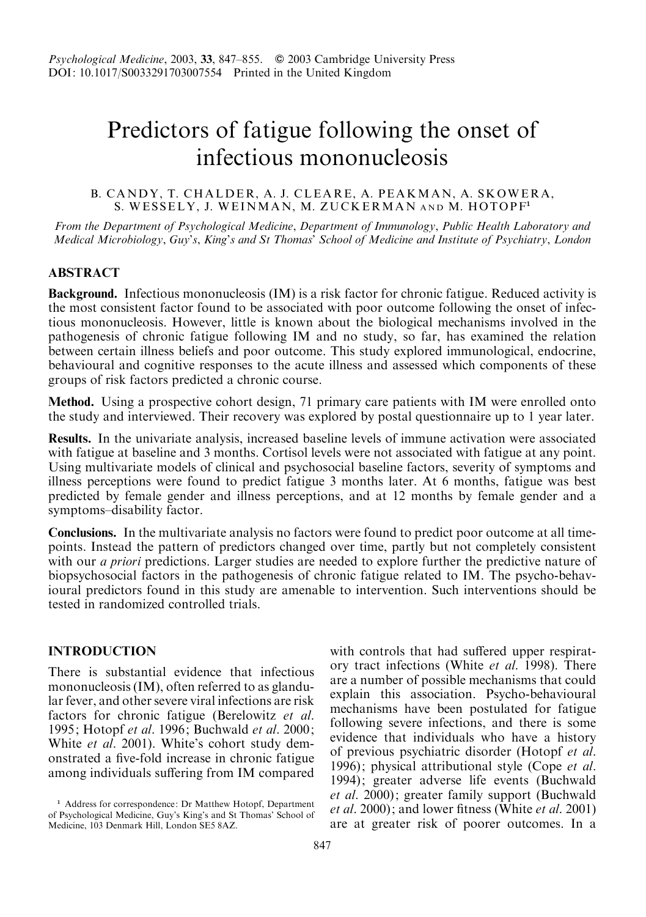# Predictors of fatigue following the onset of infectious mononucleosis

B. CANDY, T. CHALDER, A. J. CLEARE, A. PEAKMAN, A. SKOWERA, S. WESSELY, J. WEINMAN, M. ZUCKERMAN AND M. HOTOPF[1]

*From the Department of Psychological Medicine, Department of Immunology, Public Health Laboratory and Medical Microbiology, Guy's, King's and St Thomas' School of Medicine and Institute of Psychiatry, London*

## ABSTRACT

**Background.** Infectious mononucleosis (IM) is a risk factor for chronic fatigue. Reduced activity is the most consistent factor found to be associated with poor outcome following the onset of infectious mononucleosis. However, little is known about the biological mechanisms involved in the pathogenesis of chronic fatigue following IM and no study, so far, has examined the relation between certain illness beliefs and poor outcome. This study explored immunological, endocrine, behavioural and cognitive responses to the acute illness and assessed which components of these groups of risk factors predicted a chronic course.

**Method.** Using a prospective cohort design, 71 primary care patients with IM were enrolled onto the study and interviewed. Their recovery was explored by postal questionnaire up to 1 year later.

**Results.** In the univariate analysis, increased baseline levels of immune activation were associated with fatigue at baseline and 3 months. Cortisol levels were not associated with fatigue at any point. Using multivariate models of clinical and psychosocial baseline factors, severity of symptoms and illness perceptions were found to predict fatigue 3 months later. At 6 months, fatigue was best predicted by female gender and illness perceptions, and at 12 months by female gender and a symptoms–disability factor.

**Conclusions.** In the multivariate analysis no factors were found to predict poor outcome at all time-points. Instead the pattern of predictors changed over time, partly but not completely consistent with our *a priori* predictions. Larger studies are needed to explore further the predictive nature of biopsychosocial factors in the pathogenesis of chronic fatigue related to IM. The psycho-behavioural predictors found in this study are amenable to intervention. Such interventions should be tested in randomized controlled trials.

## INTRODUCTION

There is substantial evidence that infectious mononucleosis (IM), often referred to as glandular fever, and other severe viral infections are risk factors for chronic fatigue (Berelowitz *et al.* 1995; Hotopf *et al.* 1996; Buchwald *et al.* 2000; White *et al.* 2001). White's cohort study demonstrated a five-fold increase in chronic fatigue among individuals suffering from IM compared with controls that had suffered upper respiratory tract infections (White *et al.* 1998). There are a number of possible mechanisms that could explain this association. Psycho-behavioural mechanisms have been postulated for fatigue following severe infections, and there is some evidence that individuals who have a history of previous psychiatric disorder (Hotopf *et al.* 1996); physical attributional style (Cope *et al.* 1994); greater adverse life events (Buchwald *et al.* 2000); greater family support (Buchwald *et al.* 2000); and lower fitness (White *et al.* 2001) are at greater risk of poorer outcomes. In a

[1] Address for correspondence: Dr Matthew Hotopf, Department of Psychological Medicine, Guy's King's and St Thomas' School of Medicine, 103 Denmark Hill, London SE5 8AZ.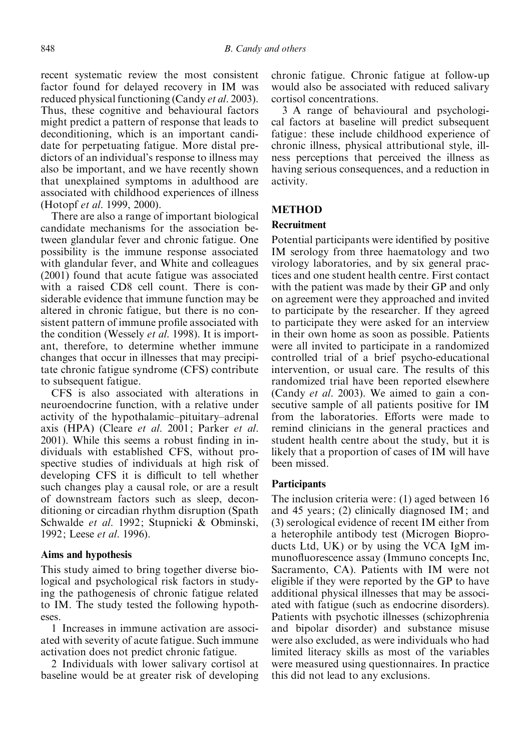recent systematic review the most consistent factor found for delayed recovery in IM was reduced physical functioning (Candy *et al*. 2003). Thus, these cognitive and behavioural factors might predict a pattern of response that leads to deconditioning, which is an important candidate for perpetuating fatigue. More distal predictors of an individual's response to illness may also be important, and we have recently shown that unexplained symptoms in adulthood are associated with childhood experiences of illness (Hotopf *et al*. 1999, 2000).

There are also a range of important biological candidate mechanisms for the association between glandular fever and chronic fatigue. One possibility is the immune response associated with glandular fever, and White and colleagues (2001) found that acute fatigue was associated with a raised CD8 cell count. There is considerable evidence that immune function may be altered in chronic fatigue, but there is no consistent pattern of immune profile associated with the condition (Wessely *et al*. 1998). It is important, therefore, to determine whether immune changes that occur in illnesses that may precipitate chronic fatigue syndrome (CFS) contribute to subsequent fatigue.

CFS is also associated with alterations in neuroendocrine function, with a relative under activity of the hypothalamic–pituitary–adrenal axis (HPA) (Cleare *et al*. 2001; Parker *et al*. 2001). While this seems a robust finding in individuals with established CFS, without prospective studies of individuals at high risk of developing CFS it is difficult to tell whether such changes play a causal role, or are a result of downstream factors such as sleep, deconditioning or circadian rhythm disruption (Spath Schwalde *et al*. 1992; Stupnicki & Obminski, 1992; Leese *et al*. 1996).

### Aims and hypothesis

This study aimed to bring together diverse biological and psychological risk factors in studying the pathogenesis of chronic fatigue related to IM. The study tested the following hypotheses.

1 Increases in immune activation are associated with severity of acute fatigue. Such immune activation does not predict chronic fatigue.

2 Individuals with lower salivary cortisol at baseline would be at greater risk of developing chronic fatigue. Chronic fatigue at follow-up would also be associated with reduced salivary cortisol concentrations.

3 A range of behavioural and psychological factors at baseline will predict subsequent fatigue: these include childhood experience of chronic illness, physical attributional style, illness perceptions that perceived the illness as having serious consequences, and a reduction in activity.

## METHOD

### Recruitment

Potential participants were identified by positive IM serology from three haematology and two virology laboratories, and by six general practices and one student health centre. First contact with the patient was made by their GP and only on agreement were they approached and invited to participate by the researcher. If they agreed to participate they were asked for an interview in their own home as soon as possible. Patients were all invited to participate in a randomized controlled trial of a brief psycho-educational intervention, or usual care. The results of this randomized trial have been reported elsewhere (Candy *et al*. 2003). We aimed to gain a consecutive sample of all patients positive for IM from the laboratories. Efforts were made to remind clinicians in the general practices and student health centre about the study, but it is likely that a proportion of cases of IM will have been missed.

### Participants

The inclusion criteria were: (1) aged between 16 and 45 years; (2) clinically diagnosed IM; and (3) serological evidence of recent IM either from a heterophile antibody test (Microgen Bioproducts Ltd, UK) or by using the VCA IgM immunofluorescence assay (Immuno concepts Inc, Sacramento, CA). Patients with IM were not eligible if they were reported by the GP to have additional physical illnesses that may be associated with fatigue (such as endocrine disorders). Patients with psychotic illnesses (schizophrenia and bipolar disorder) and substance misuse were also excluded, as were individuals who had limited literacy skills as most of the variables were measured using questionnaires. In practice this did not lead to any exclusions.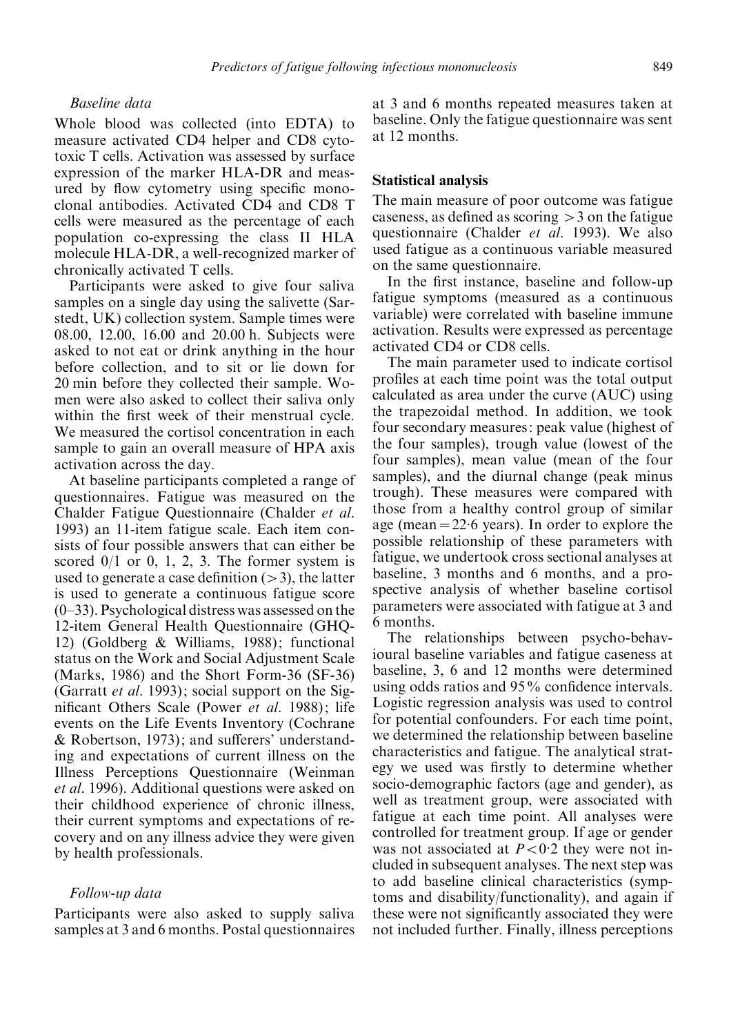*Baseline data*

Whole blood was collected (into EDTA) to measure activated CD4 helper and CD8 cytotoxic T cells. Activation was assessed by surface expression of the marker HLA-DR and measured by flow cytometry using specific monoclonal antibodies. Activated CD4 and CD8 T cells were measured as the percentage of each population co-expressing the class II HLA molecule HLA-DR, a well-recognized marker of chronically activated T cells.

Participants were asked to give four saliva samples on a single day using the salivette (Sarstedt, UK) collection system. Sample times were 08.00, 12.00, 16.00 and 20.00 h. Subjects were asked to not eat or drink anything in the hour before collection, and to sit or lie down for 20 min before they collected their sample. Women were also asked to collect their saliva only within the first week of their menstrual cycle. We measured the cortisol concentration in each sample to gain an overall measure of HPA axis activation across the day.

At baseline participants completed a range of questionnaires. Fatigue was measured on the Chalder Fatigue Questionnaire (Chalder *et al.* 1993) an 11-item fatigue scale. Each item consists of four possible answers that can either be scored 0/1 or 0, 1, 2, 3. The former system is used to generate a case definition ($>3$), the latter is used to generate a continuous fatigue score (0–33). Psychological distress was assessed on the 12-item General Health Questionnaire (GHQ-12) (Goldberg & Williams, 1988); functional status on the Work and Social Adjustment Scale (Marks, 1986) and the Short Form-36 (SF-36) (Garratt *et al.* 1993); social support on the Significant Others Scale (Power *et al.* 1988); life events on the Life Events Inventory (Cochrane & Robertson, 1973); and sufferers' understanding and expectations of current illness on the Illness Perceptions Questionnaire (Weinman *et al.* 1996). Additional questions were asked on their childhood experience of chronic illness, their current symptoms and expectations of recovery and on any illness advice they were given by health professionals.

*Follow-up data*

Participants were also asked to supply saliva samples at 3 and 6 months. Postal questionnaires at 3 and 6 months repeated measures taken at baseline. Only the fatigue questionnaire was sent at 12 months.

**Statistical analysis**

The main measure of poor outcome was fatigue caseness, as defined as scoring $>3$ on the fatigue questionnaire (Chalder *et al.* 1993). We also used fatigue as a continuous variable measured on the same questionnaire.

In the first instance, baseline and follow-up fatigue symptoms (measured as a continuous variable) were correlated with baseline immune activation. Results were expressed as percentage activated CD4 or CD8 cells.

The main parameter used to indicate cortisol profiles at each time point was the total output calculated as area under the curve (AUC) using the trapezoidal method. In addition, we took four secondary measures: peak value (highest of the four samples), trough value (lowest of the four samples), mean value (mean of the four samples), and the diurnal change (peak minus trough). These measures were compared with those from a healthy control group of similar age (mean = 22·6 years). In order to explore the possible relationship of these parameters with fatigue, we undertook cross sectional analyses at baseline, 3 months and 6 months, and a prospective analysis of whether baseline cortisol parameters were associated with fatigue at 3 and 6 months.

The relationships between psycho-behavioural baseline variables and fatigue caseness at baseline, 3, 6 and 12 months were determined using odds ratios and 95% confidence intervals. Logistic regression analysis was used to control for potential confounders. For each time point, we determined the relationship between baseline characteristics and fatigue. The analytical strategy we used was firstly to determine whether socio-demographic factors (age and gender), as well as treatment group, were associated with fatigue at each time point. All analyses were controlled for treatment group. If age or gender was not associated at $P<0{\cdot}2$ they were not included in subsequent analyses. The next step was to add baseline clinical characteristics (symptoms and disability/functionality), and again if these were not significantly associated they were not included further. Finally, illness perceptions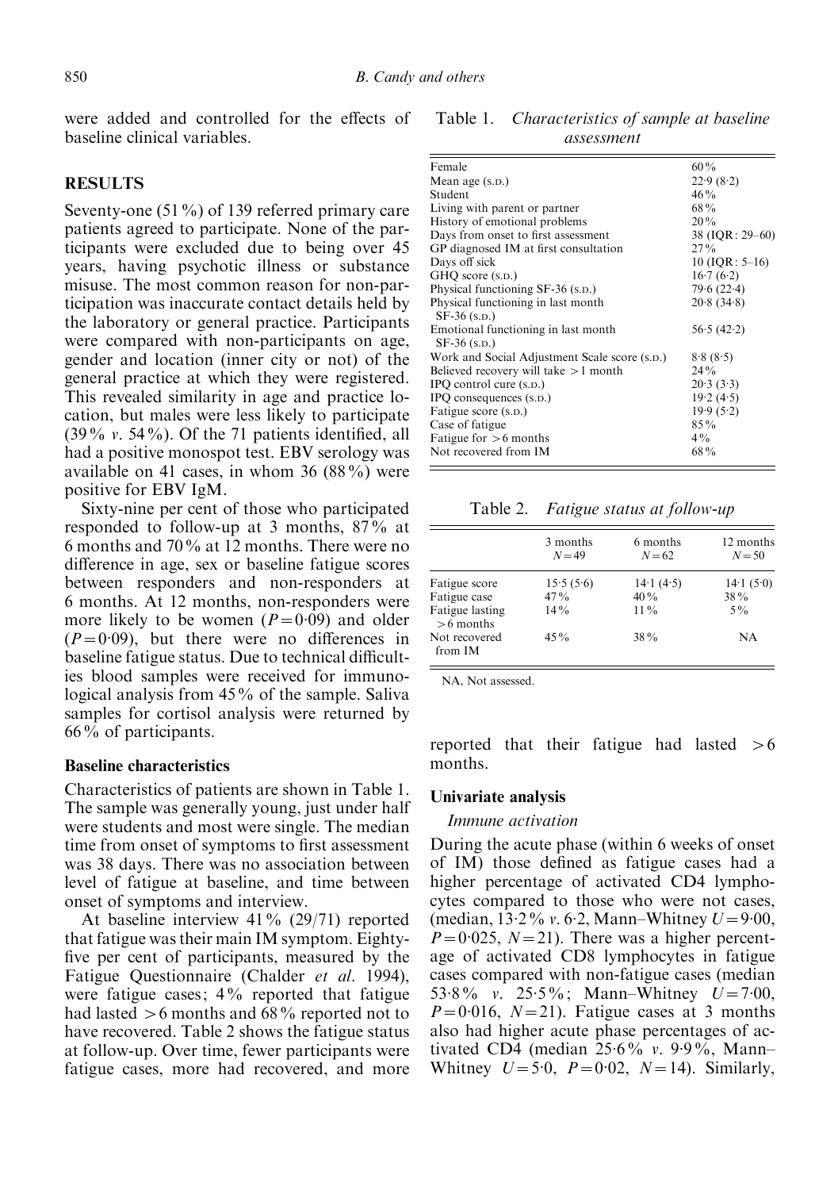were added and controlled for the effects of baseline clinical variables.

## RESULTS

Seventy-one (51%) of 139 referred primary care patients agreed to participate. None of the participants were excluded due to being over 45 years, having psychotic illness or substance misuse. The most common reason for non-participation was inaccurate contact details held by the laboratory or general practice. Participants were compared with non-participants on age, gender and location (inner city or not) of the general practice at which they were registered. This revealed similarity in age and practice location, but males were less likely to participate (39% *v.* 54%). Of the 71 patients identified, all had a positive monospot test. EBV serology was available on 41 cases, in whom 36 (88%) were positive for EBV IgM.

Sixty-nine per cent of those who participated responded to follow-up at 3 months, 87% at 6 months and 70% at 12 months. There were no difference in age, sex or baseline fatigue scores between responders and non-responders at 6 months. At 12 months, non-responders were more likely to be women ($P=0{\cdot}09$) and older ($P=0{\cdot}09$), but there were no differences in baseline fatigue status. Due to technical difficulties blood samples were received for immunological analysis from 45% of the sample. Saliva samples for cortisol analysis were returned by 66% of participants.

### Baseline characteristics

Characteristics of patients are shown in Table 1. The sample was generally young, just under half were students and most were single. The median time from onset of symptoms to first assessment was 38 days. There was no association between level of fatigue at baseline, and time between onset of symptoms and interview.

At baseline interview 41% (29/71) reported that fatigue was their main IM symptom. Eighty-five per cent of participants, measured by the Fatigue Questionnaire (Chalder *et al.* 1994), were fatigue cases; 4% reported that fatigue had lasted >6 months and 68% reported not to have recovered. Table 2 shows the fatigue status at follow-up. Over time, fewer participants were fatigue cases, more had recovered, and more reported that their fatigue had lasted >6 months.

Table 1. *Characteristics of sample at baseline assessment*

| | |
|---|---|
| Female | 60% |
| Mean age (S.D.) | 22·9 (8·2) |
| Student | 46% |
| Living with parent or partner | 68% |
| History of emotional problems | 20% |
| Days from onset to first assessment | 38 (IQR: 29–60) |
| GP diagnosed IM at first consultation | 27% |
| Days off sick | 10 (IQR: 5–16) |
| GHQ score (S.D.) | 16·7 (6·2) |
| Physical functioning SF-36 (S.D.) | 79·6 (22·4) |
| Physical functioning in last month SF-36 (S.D.) | 20·8 (34·8) |
| Emotional functioning in last month SF-36 (S.D.) | 56·5 (42·2) |
| Work and Social Adjustment Scale score (S.D.) | 8·8 (8·5) |
| Believed recovery will take >1 month | 24% |
| IPQ control cure (S.D.) | 20·3 (3·3) |
| IPQ consequences (S.D.) | 19·2 (4·5) |
| Fatigue score (S.D.) | 19·9 (5·2) |
| Case of fatigue | 85% |
| Fatigue for >6 months | 4% |
| Not recovered from IM | 68% |

Table 2. *Fatigue status at follow-up*

| | 3 months $N=49$ | 6 months $N=62$ | 12 months $N=50$ |
|---|---|---|---|
| Fatigue score | 15·5 (5·6) | 14·1 (4·5) | 14·1 (5·0) |
| Fatigue case | 47% | 40% | 38% |
| Fatigue lasting >6 months | 14% | 11% | 5% |
| Not recovered from IM | 45% | 38% | NA |

NA, Not assessed.

### Univariate analysis

#### *Immune activation*

During the acute phase (within 6 weeks of onset of IM) those defined as fatigue cases had a higher percentage of activated CD4 lymphocytes compared to those who were not cases, (median, 13·2% *v.* 6·2, Mann–Whitney $U=9{\cdot}00$, $P=0{\cdot}025$, $N=21$). There was a higher percentage of activated CD8 lymphocytes in fatigue cases compared with non-fatigue cases (median 53·8% *v.* 25·5%; Mann–Whitney $U=7{\cdot}00$, $P=0{\cdot}016$, $N=21$). Fatigue cases at 3 months also had higher acute phase percentages of activated CD4 (median 25·6% *v.* 9·9%, Mann–Whitney $U=5{\cdot}0$, $P=0{\cdot}02$, $N=14$). Similarly,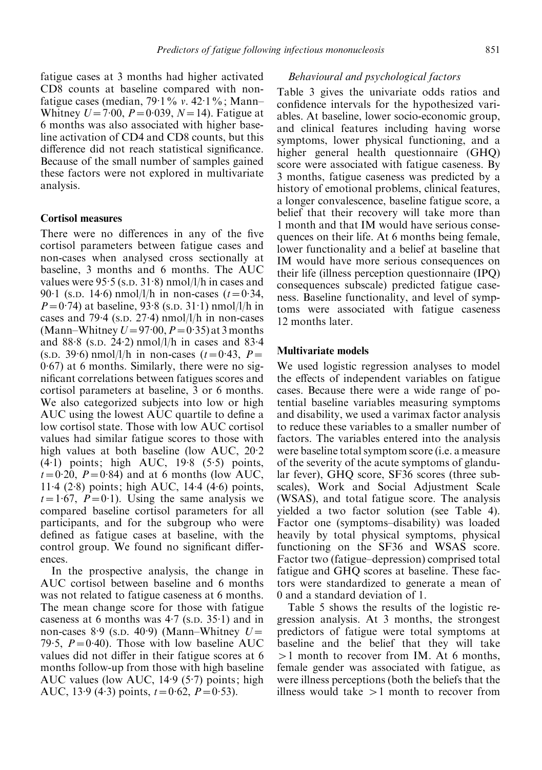fatigue cases at 3 months had higher activated CD8 counts at baseline compared with non-fatigue cases (median, 79·1% *v.* 42·1%; Mann–Whitney $U=7{\cdot}00$, $P=0{\cdot}039$, $N=14$). Fatigue at 6 months was also associated with higher baseline activation of CD4 and CD8 counts, but this difference did not reach statistical significance. Because of the small number of samples gained these factors were not explored in multivariate analysis.

### Cortisol measures

There were no differences in any of the five cortisol parameters between fatigue cases and non-cases when analysed cross sectionally at baseline, 3 months and 6 months. The AUC values were 95·5 (S.D. 31·8) nmol/l/h in cases and 90·1 (S.D. 14·6) nmol/l/h in non-cases ($t=0{\cdot}34$, $P=0{\cdot}74$) at baseline, 93·8 (S.D. 31·1) nmol/l/h in cases and 79·4 (S.D. 27·4) nmol/l/h in non-cases (Mann–Whitney $U=97{\cdot}00$, $P=0{\cdot}35$) at 3 months and 88·8 (S.D. 24·2) nmol/l/h in cases and 83·4 (S.D. 39·6) nmol/l/h in non-cases ($t=0{\cdot}43$, $P=0{\cdot}67$) at 6 months. Similarly, there were no significant correlations between fatigues scores and cortisol parameters at baseline, 3 or 6 months. We also categorized subjects into low or high AUC using the lowest AUC quartile to define a low cortisol state. Those with low AUC cortisol values had similar fatigue scores to those with high values at both baseline (low AUC, 20·2 (4·1) points; high AUC, 19·8 (5·5) points, $t=0{\cdot}20$, $P=0{\cdot}84$) and at 6 months (low AUC, 11·4 (2·8) points; high AUC, 14·4 (4·6) points, $t=1{\cdot}67$, $P=0{\cdot}1$). Using the same analysis we compared baseline cortisol parameters for all participants, and for the subgroup who were defined as fatigue cases at baseline, with the control group. We found no significant differences.

In the prospective analysis, the change in AUC cortisol between baseline and 6 months was not related to fatigue caseness at 6 months. The mean change score for those with fatigue caseness at 6 months was 4·7 (S.D. 35·1) and in non-cases 8·9 (S.D. 40·9) (Mann–Whitney $U=79{\cdot}5$, $P=0{\cdot}40$). Those with low baseline AUC values did not differ in their fatigue scores at 6 months follow-up from those with high baseline AUC values (low AUC, 14·9 (5·7) points; high AUC, 13·9 (4·3) points, $t=0{\cdot}62$, $P=0{\cdot}53$).

#### *Behavioural and psychological factors*

Table 3 gives the univariate odds ratios and confidence intervals for the hypothesized variables. At baseline, lower socio-economic group, and clinical features including having worse symptoms, lower physical functioning, and a higher general health questionnaire (GHQ) score were associated with fatigue caseness. By 3 months, fatigue caseness was predicted by a history of emotional problems, clinical features, a longer convalescence, baseline fatigue score, a belief that their recovery will take more than 1 month and that IM would have serious consequences on their life. At 6 months being female, lower functionality and a belief at baseline that IM would have more serious consequences on their life (illness perception questionnaire (IPQ) consequences subscale) predicted fatigue caseness. Baseline functionality, and level of symptoms were associated with fatigue caseness 12 months later.

### Multivariate models

We used logistic regression analyses to model the effects of independent variables on fatigue cases. Because there were a wide range of potential baseline variables measuring symptoms and disability, we used a varimax factor analysis to reduce these variables to a smaller number of factors. The variables entered into the analysis were baseline total symptom score (i.e. a measure of the severity of the acute symptoms of glandular fever), GHQ score, SF36 scores (three subscales), Work and Social Adjustment Scale (WSAS), and total fatigue score. The analysis yielded a two factor solution (see Table 4). Factor one (symptoms–disability) was loaded heavily by total physical symptoms, physical functioning on the SF36 and WSAS score. Factor two (fatigue–depression) comprised total fatigue and GHQ scores at baseline. These factors were standardized to generate a mean of 0 and a standard deviation of 1.

Table 5 shows the results of the logistic regression analysis. At 3 months, the strongest predictors of fatigue were total symptoms at baseline and the belief that they will take >1 month to recover from IM. At 6 months, female gender was associated with fatigue, as were illness perceptions (both the beliefs that the illness would take >1 month to recover from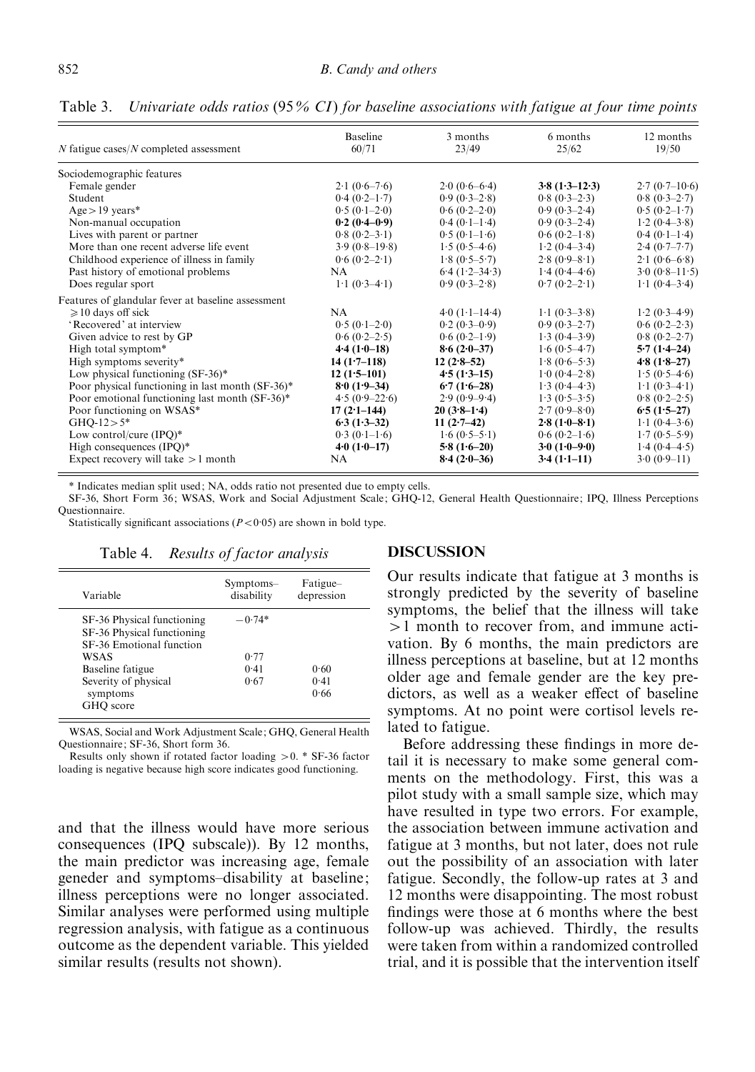Table 3. *Univariate odds ratios (95% CI) for baseline associations with fatigue at four time points*

| N fatigue cases/N completed assessment | Baseline 60/71 | 3 months 23/49 | 6 months 25/62 | 12 months 19/50 |
|---|---|---|---|---|
| Sociodemographic features | | | | |
| Female gender | 2·1 (0·6–7·6) | 2·0 (0·6–6·4) | **3·8 (1·3–12·3)** | 2·7 (0·7–10·6) |
| Student | 0·4 (0·2–1·7) | 0·9 (0·3–2·8) | 0·8 (0·3–2·3) | 0·8 (0·3–2·7) |
| Age > 19 years* | 0·5 (0·1–2·0) | 0·6 (0·2–2·0) | 0·9 (0·3–2·4) | 0·5 (0·2–1·7) |
| Non-manual occupation | **0·2 (0·4–0·9)** | 0·4 (0·1–1·4) | 0·9 (0·3–2·4) | 1·2 (0·4–3·8) |
| Lives with parent or partner | 0·8 (0·2–3·1) | 0·5 (0·1–1·6) | 0·6 (0·2–1·8) | 0·4 (0·1–1·4) |
| More than one recent adverse life event | 3·9 (0·8–19·8) | 1·5 (0·5–4·6) | 1·2 (0·4–3·4) | 2·4 (0·7–7·7) |
| Childhood experience of illness in family | 0·6 (0·2–2·1) | 1·8 (0·5–5·7) | 2·8 (0·9–8·1) | 2·1 (0·6–6·8) |
| Past history of emotional problems | NA | 6·4 (1·2–34·3) | 1·4 (0·4–4·6) | 3·0 (0·8–11·5) |
| Does regular sport | 1·1 (0·3–4·1) | 0·9 (0·3–2·8) | 0·7 (0·2–2·1) | 1·1 (0·4–3·4) |
| Features of glandular fever at baseline assessment | | | | |
| ⩾10 days off sick | NA | 4·0 (1·1–14·4) | 1·1 (0·3–3·8) | 1·2 (0·3–4·9) |
| 'Recovered' at interview | 0·5 (0·1–2·0) | 0·2 (0·3–0·9) | 0·9 (0·3–2·7) | 0·6 (0·2–2·3) |
| Given advice to rest by GP | 0·6 (0·2–2·5) | 0·6 (0·2–1·9) | 1·3 (0·4–3·9) | 0·8 (0·2–2·7) |
| High total symptom* | **4·4 (1·0–18)** | **8·6 (2·0–37)** | 1·6 (0·5–4·7) | **5·7 (1·4–24)** |
| High symptoms severity* | **14 (1·7–118)** | **12 (2·8–52)** | 1·8 (0·6–5·3) | **4·8 (1·8–27)** |
| Low physical functioning (SF-36)* | **12 (1·5–101)** | **4·5 (1·3–15)** | 1·0 (0·4–2·8) | 1·5 (0·5–4·6) |
| Poor physical functioning in last month (SF-36)* | **8·0 (1·9–34)** | **6·7 (1·6–28)** | 1·3 (0·4–4·3) | 1·1 (0·3–4·1) |
| Poor emotional functioning last month (SF-36)* | 4·5 (0·9–22·6) | 2·9 (0·9–9·4) | 1·3 (0·5–3·5) | 0·8 (0·2–2·5) |
| Poor functioning on WSAS* | **17 (2·1–144)** | **20 (3·8–1·4)** | 2·7 (0·9–8·0) | **6·5 (1·5–27)** |
| GHQ-12 > 5* | **6·3 (1·3–32)** | **11 (2·7–42)** | **2·8 (1·0–8·1)** | 1·1 (0·4–3·6) |
| Low control/cure (IPQ)* | 0·3 (0·1–1·6) | 1·6 (0·5–5·1) | 0·6 (0·2–1·6) | 1·7 (0·5–5·9) |
| High consequences (IPQ)* | **4·0 (1·0–17)** | **5·8 (1·6–20)** | **3·0 (1·0–9·0)** | 1·4 (0·4–4·5) |
| Expect recovery will take > 1 month | NA | **8·4 (2·0–36)** | **3·4 (1·1–11)** | 3·0 (0·9–11) |

\* Indicates median split used; NA, odds ratio not presented due to empty cells.

SF-36, Short Form 36; WSAS, Work and Social Adjustment Scale; GHQ-12, General Health Questionnaire; IPQ, Illness Perceptions Questionnaire.

Statistically significant associations ($P < 0{\cdot}05$) are shown in bold type.

Table 4. *Results of factor analysis*

| Variable | Symptoms–disability | Fatigue–depression |
|---|---|---|
| SF-36 Physical functioning | −0·74* | |
| SF-36 Physical functioning | | |
| SF-36 Emotional function | | |
| WSAS | 0·77 | |
| Baseline fatigue | 0·41 | 0·60 |
| Severity of physical symptoms | 0·67 | 0·41 |
| GHQ score | | 0·66 |

WSAS, Social and Work Adjustment Scale; GHQ, General Health Questionnaire; SF-36, Short form 36.

Results only shown if rotated factor loading > 0. * SF-36 factor loading is negative because high score indicates good functioning.

and that the illness would have more serious consequences (IPQ subscale)). By 12 months, the main predictor was increasing age, female geneder and symptoms–disability at baseline; illness perceptions were no longer associated. Similar analyses were performed using multiple regression analysis, with fatigue as a continuous outcome as the dependent variable. This yielded similar results (results not shown).

## DISCUSSION

Our results indicate that fatigue at 3 months is strongly predicted by the severity of baseline symptoms, the belief that the illness will take > 1 month to recover from, and immune activation. By 6 months, the main predictors are illness perceptions at baseline, but at 12 months older age and female gender are the key predictors, as well as a weaker effect of baseline symptoms. At no point were cortisol levels related to fatigue.

Before addressing these findings in more detail it is necessary to make some general comments on the methodology. First, this was a pilot study with a small sample size, which may have resulted in type two errors. For example, the association between immune activation and fatigue at 3 months, but not later, does not rule out the possibility of an association with later fatigue. Secondly, the follow-up rates at 3 and 12 months were disappointing. The most robust findings were those at 6 months where the best follow-up was achieved. Thirdly, the results were taken from within a randomized controlled trial, and it is possible that the intervention itself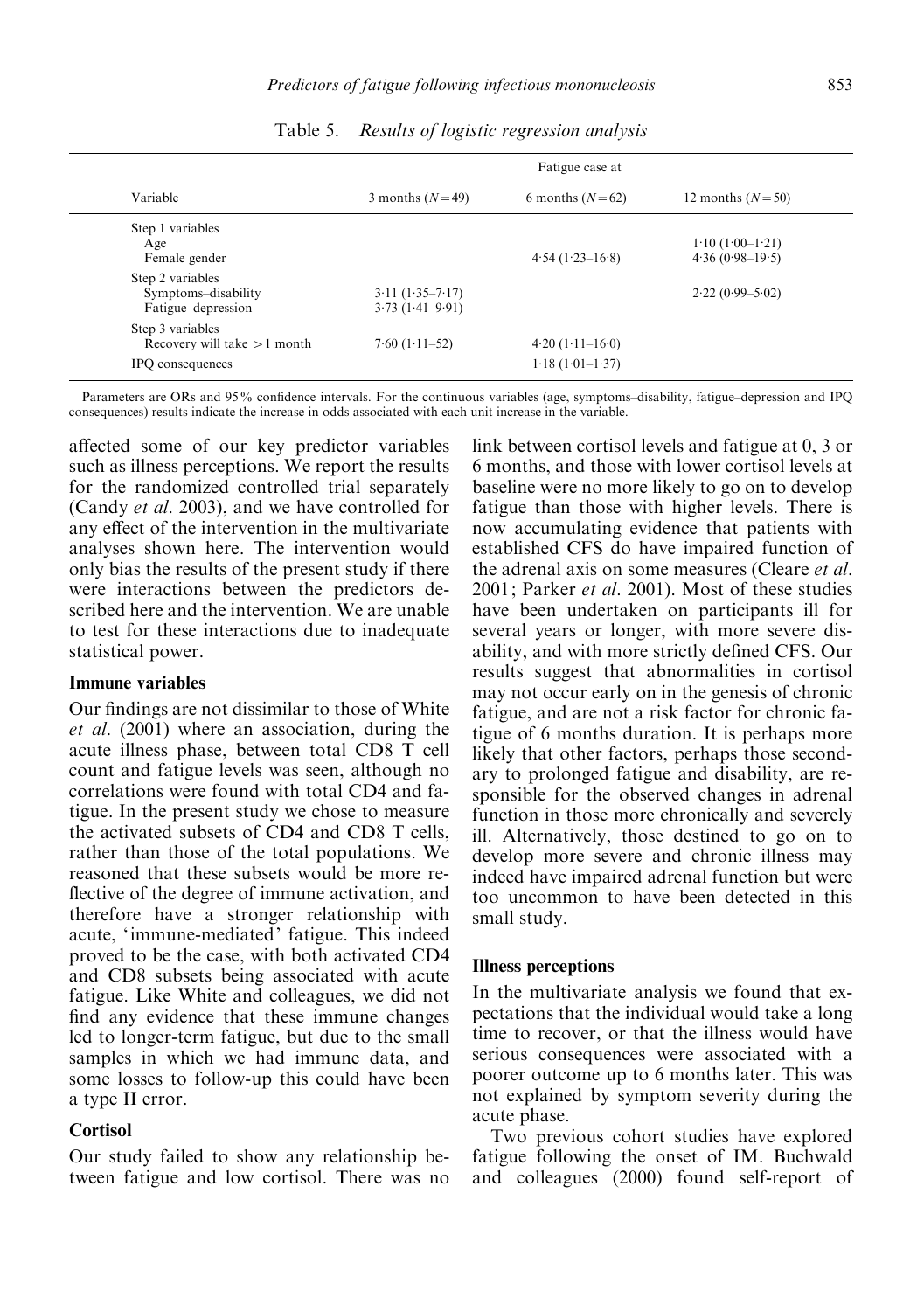Table 5. *Results of logistic regression analysis*

| Variable | Fatigue case at | | |
|---|---|---|---|
| | 3 months ($N=49$) | 6 months ($N=62$) | 12 months ($N=50$) |
| Step 1 variables | | | |
| Age | | | 1·10 (1·00–1·21) |
| Female gender | | 4·54 (1·23–16·8) | 4·36 (0·98–19·5) |
| Step 2 variables | | | |
| Symptoms–disability | 3·11 (1·35–7·17) | | 2·22 (0·99–5·02) |
| Fatigue–depression | 3·73 (1·41–9·91) | | |
| Step 3 variables | | | |
| Recovery will take >1 month | 7·60 (1·11–52) | 4·20 (1·11–16·0) | |
| IPQ consequences | | 1·18 (1·01–1·37) | |

Parameters are ORs and 95% confidence intervals. For the continuous variables (age, symptoms–disability, fatigue–depression and IPQ consequences) results indicate the increase in odds associated with each unit increase in the variable.

affected some of our key predictor variables such as illness perceptions. We report the results for the randomized controlled trial separately (Candy *et al.* 2003), and we have controlled for any effect of the intervention in the multivariate analyses shown here. The intervention would only bias the results of the present study if there were interactions between the predictors described here and the intervention. We are unable to test for these interactions due to inadequate statistical power.

### Immune variables

Our findings are not dissimilar to those of White *et al.* (2001) where an association, during the acute illness phase, between total CD8 T cell count and fatigue levels was seen, although no correlations were found with total CD4 and fatigue. In the present study we chose to measure the activated subsets of CD4 and CD8 T cells, rather than those of the total populations. We reasoned that these subsets would be more reflective of the degree of immune activation, and therefore have a stronger relationship with acute, 'immune-mediated' fatigue. This indeed proved to be the case, with both activated CD4 and CD8 subsets being associated with acute fatigue. Like White and colleagues, we did not find any evidence that these immune changes led to longer-term fatigue, but due to the small samples in which we had immune data, and some losses to follow-up this could have been a type II error.

### Cortisol

Our study failed to show any relationship between fatigue and low cortisol. There was no link between cortisol levels and fatigue at 0, 3 or 6 months, and those with lower cortisol levels at baseline were no more likely to go on to develop fatigue than those with higher levels. There is now accumulating evidence that patients with established CFS do have impaired function of the adrenal axis on some measures (Cleare *et al.* 2001; Parker *et al.* 2001). Most of these studies have been undertaken on participants ill for several years or longer, with more severe disability, and with more strictly defined CFS. Our results suggest that abnormalities in cortisol may not occur early on in the genesis of chronic fatigue, and are not a risk factor for chronic fatigue of 6 months duration. It is perhaps more likely that other factors, perhaps those secondary to prolonged fatigue and disability, are responsible for the observed changes in adrenal function in those more chronically and severely ill. Alternatively, those destined to go on to develop more severe and chronic illness may indeed have impaired adrenal function but were too uncommon to have been detected in this small study.

### Illness perceptions

In the multivariate analysis we found that expectations that the individual would take a long time to recover, or that the illness would have serious consequences were associated with a poorer outcome up to 6 months later. This was not explained by symptom severity during the acute phase.

Two previous cohort studies have explored fatigue following the onset of IM. Buchwald and colleagues (2000) found self-report of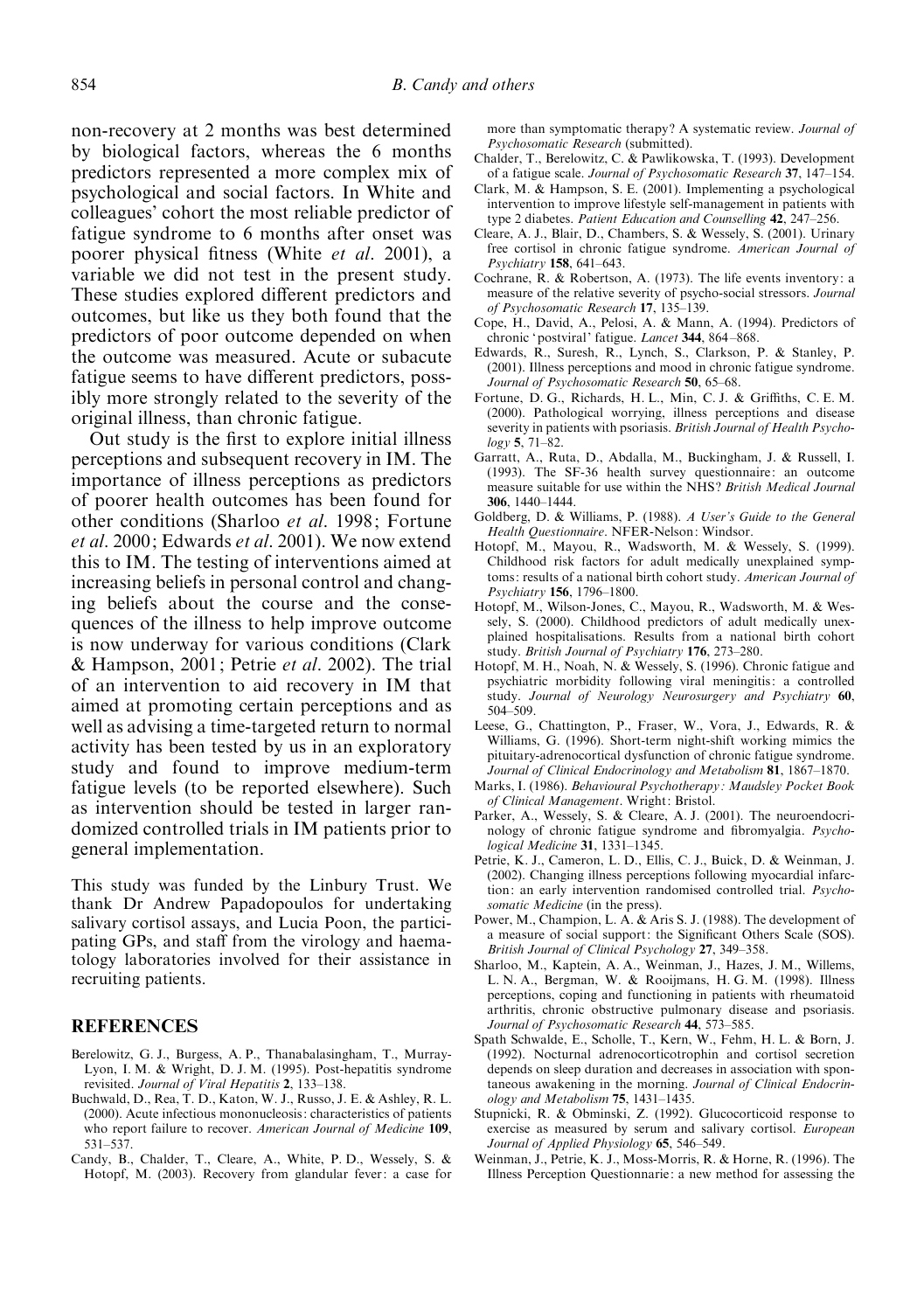non-recovery at 2 months was best determined by biological factors, whereas the 6 months predictors represented a more complex mix of psychological and social factors. In White and colleagues' cohort the most reliable predictor of fatigue syndrome to 6 months after onset was poorer physical fitness (White *et al*. 2001), a variable we did not test in the present study. These studies explored different predictors and outcomes, but like us they both found that the predictors of poor outcome depended on when the outcome was measured. Acute or subacute fatigue seems to have different predictors, possibly more strongly related to the severity of the original illness, than chronic fatigue.

Out study is the first to explore initial illness perceptions and subsequent recovery in IM. The importance of illness perceptions as predictors of poorer health outcomes has been found for other conditions (Sharloo *et al*. 1998; Fortune *et al*. 2000; Edwards *et al*. 2001). We now extend this to IM. The testing of interventions aimed at increasing beliefs in personal control and changing beliefs about the course and the consequences of the illness to help improve outcome is now underway for various conditions (Clark & Hampson, 2001; Petrie *et al*. 2002). The trial of an intervention to aid recovery in IM that aimed at promoting certain perceptions and as well as advising a time-targeted return to normal activity has been tested by us in an exploratory study and found to improve medium-term fatigue levels (to be reported elsewhere). Such as intervention should be tested in larger randomized controlled trials in IM patients prior to general implementation.

This study was funded by the Linbury Trust. We thank Dr Andrew Papadopoulos for undertaking salivary cortisol assays, and Lucia Poon, the participating GPs, and staff from the virology and haematology laboratories involved for their assistance in recruiting patients.

## REFERENCES

Berelowitz, G. J., Burgess, A. P., Thanabalasingham, T., Murray-Lyon, I. M. & Wright, D. J. M. (1995). Post-hepatitis syndrome revisited. *Journal of Viral Hepatitis* **2**, 133–138.

Buchwald, D., Rea, T. D., Katon, W. J., Russo, J. E. & Ashley, R. L. (2000). Acute infectious mononucleosis: characteristics of patients who report failure to recover. *American Journal of Medicine* **109**, 531–537.

Candy, B., Chalder, T., Cleare, A., White, P. D., Wessely, S. & Hotopf, M. (2003). Recovery from glandular fever: a case for more than symptomatic therapy? A systematic review. *Journal of Psychosomatic Research* (submitted).

Chalder, T., Berelowitz, C. & Pawlikowska, T. (1993). Development of a fatigue scale. *Journal of Psychosomatic Research* **37**, 147–154.

Clark, M. & Hampson, S. E. (2001). Implementing a psychological intervention to improve lifestyle self-management in patients with type 2 diabetes. *Patient Education and Counselling* **42**, 247–256.

Cleare, A. J., Blair, D., Chambers, S. & Wessely, S. (2001). Urinary free cortisol in chronic fatigue syndrome. *American Journal of Psychiatry* **158**, 641–643.

Cochrane, R. & Robertson, A. (1973). The life events inventory: a measure of the relative severity of psycho-social stressors. *Journal of Psychosomatic Research* **17**, 135–139.

Cope, H., David, A., Pelosi, A. & Mann, A. (1994). Predictors of chronic 'postviral' fatigue. *Lancet* **344**, 864–868.

Edwards, R., Suresh, R., Lynch, S., Clarkson, P. & Stanley, P. (2001). Illness perceptions and mood in chronic fatigue syndrome. *Journal of Psychosomatic Research* **50**, 65–68.

Fortune, D. G., Richards, H. L., Min, C. J. & Griffiths, C. E. M. (2000). Pathological worrying, illness perceptions and disease severity in patients with psoriasis. *British Journal of Health Psychology* **5**, 71–82.

Garratt, A., Ruta, D., Abdalla, M., Buckingham, J. & Russell, I. (1993). The SF-36 health survey questionnaire: an outcome measure suitable for use within the NHS? *British Medical Journal* **306**, 1440–1444.

Goldberg, D. & Williams, P. (1988). *A User's Guide to the General Health Questionnaire*. NFER-Nelson: Windsor.

Hotopf, M., Mayou, R., Wadsworth, M. & Wessely, S. (1999). Childhood risk factors for adult medically unexplained symptoms: results of a national birth cohort study. *American Journal of Psychiatry* **156**, 1796–1800.

Hotopf, M., Wilson-Jones, C., Mayou, R., Wadsworth, M. & Wessely, S. (2000). Childhood predictors of adult medically unexplained hospitalisations. Results from a national birth cohort study. *British Journal of Psychiatry* **176**, 273–280.

Hotopf, M. H., Noah, N. & Wessely, S. (1996). Chronic fatigue and psychiatric morbidity following viral meningitis: a controlled study. *Journal of Neurology Neurosurgery and Psychiatry* **60**, 504–509.

Leese, G., Chattington, P., Fraser, W., Vora, J., Edwards, R. & Williams, G. (1996). Short-term night-shift working mimics the pituitary-adrenocortical dysfunction of chronic fatigue syndrome. *Journal of Clinical Endocrinology and Metabolism* **81**, 1867–1870.

Marks, I. (1986). *Behavioural Psychotherapy: Maudsley Pocket Book of Clinical Management*. Wright: Bristol.

Parker, A., Wessely, S. & Cleare, A. J. (2001). The neuroendocrinology of chronic fatigue syndrome and fibromyalgia. *Psychological Medicine* **31**, 1331–1345.

Petrie, K. J., Cameron, L. D., Ellis, C. J., Buick, D. & Weinman, J. (2002). Changing illness perceptions following myocardial infarction: an early intervention randomised controlled trial. *Psychosomatic Medicine* (in the press).

Power, M., Champion, L. A. & Aris S. J. (1988). The development of a measure of social support: the Significant Others Scale (SOS). *British Journal of Clinical Psychology* **27**, 349–358.

Sharloo, M., Kaptein, A. A., Weinman, J., Hazes, J. M., Willems, L. N. A., Bergman, W. & Rooijmans, H. G. M. (1998). Illness perceptions, coping and functioning in patients with rheumatoid arthritis, chronic obstructive pulmonary disease and psoriasis. *Journal of Psychosomatic Research* **44**, 573–585.

Spath Schwalde, E., Scholle, T., Kern, W., Fehm, H. L. & Born, J. (1992). Nocturnal adrenocorticotrophin and cortisol secretion depends on sleep duration and decreases in association with spontaneous awakening in the morning. *Journal of Clinical Endocrinology and Metabolism* **75**, 1431–1435.

Stupnicki, R. & Obminski, Z. (1992). Glucocorticoid response to exercise as measured by serum and salivary cortisol. *European Journal of Applied Physiology* **65**, 546–549.

Weinman, J., Petrie, K. J., Moss-Morris, R. & Horne, R. (1996). The Illness Perception Questionnarie: a new method for assessing the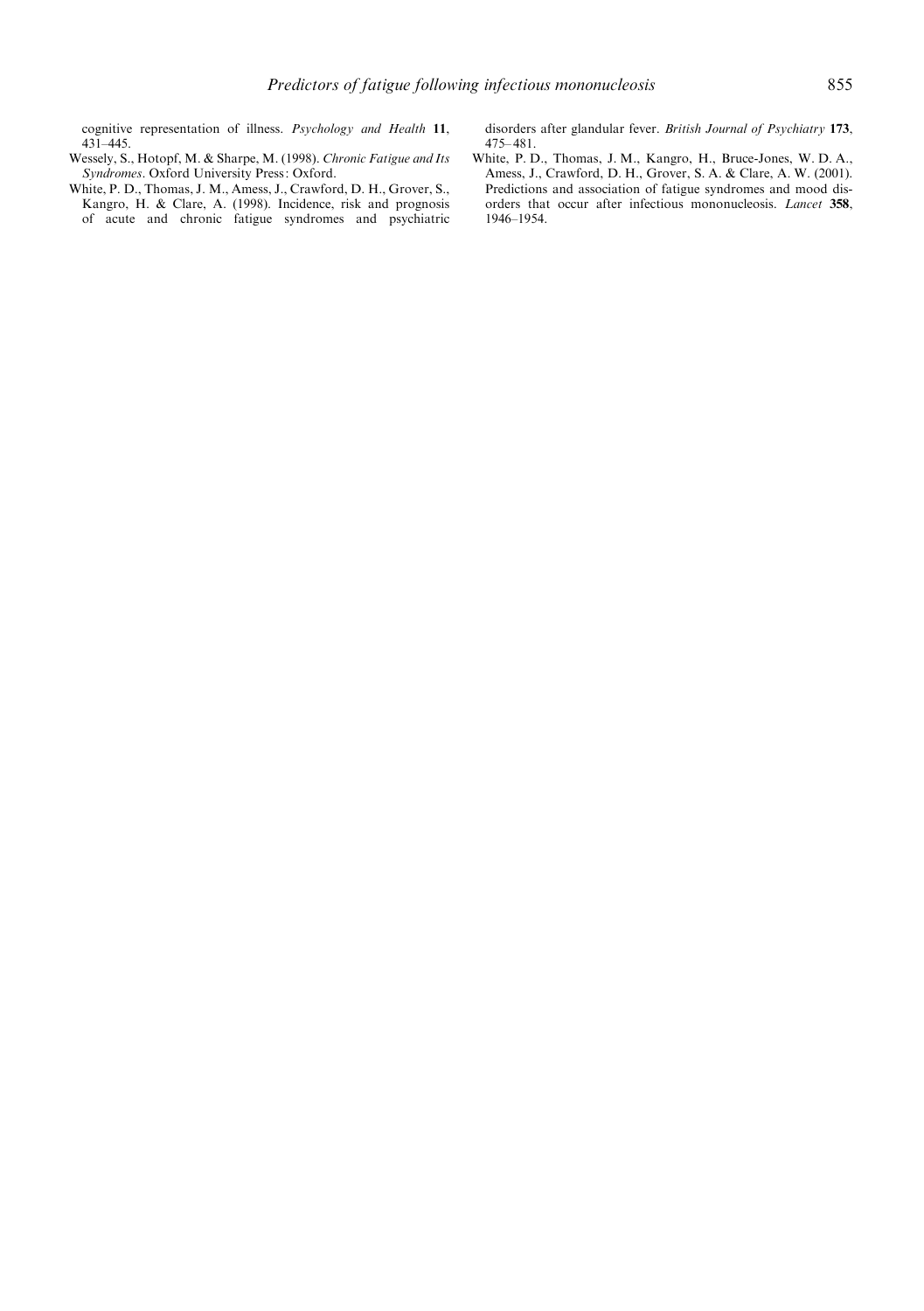cognitive representation of illness. *Psychology and Health* **11**, 431–445.

Wessely, S., Hotopf, M. & Sharpe, M. (1998). *Chronic Fatigue and Its Syndromes*. Oxford University Press: Oxford.

White, P. D., Thomas, J. M., Amess, J., Crawford, D. H., Grover, S., Kangro, H. & Clare, A. (1998). Incidence, risk and prognosis of acute and chronic fatigue syndromes and psychiatric disorders after glandular fever. *British Journal of Psychiatry* **173**, 475–481.

White, P. D., Thomas, J. M., Kangro, H., Bruce-Jones, W. D. A., Amess, J., Crawford, D. H., Grover, S. A. & Clare, A. W. (2001). Predictions and association of fatigue syndromes and mood disorders that occur after infectious mononucleosis. *Lancet* **358**, 1946–1954.